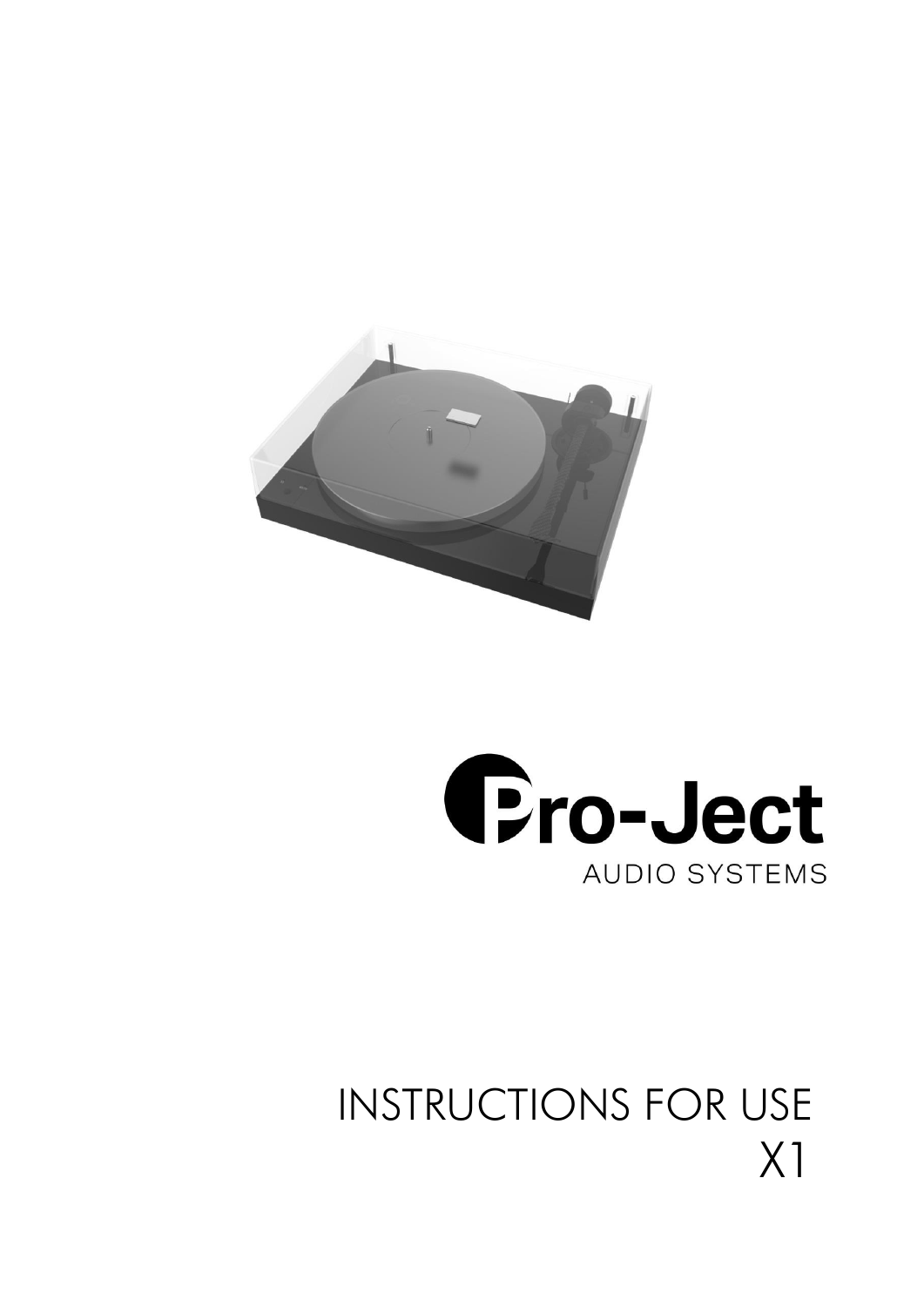Pro-Ject

AUDIO SYSTEMS

# INSTRUCTIONS FOR USE

# X1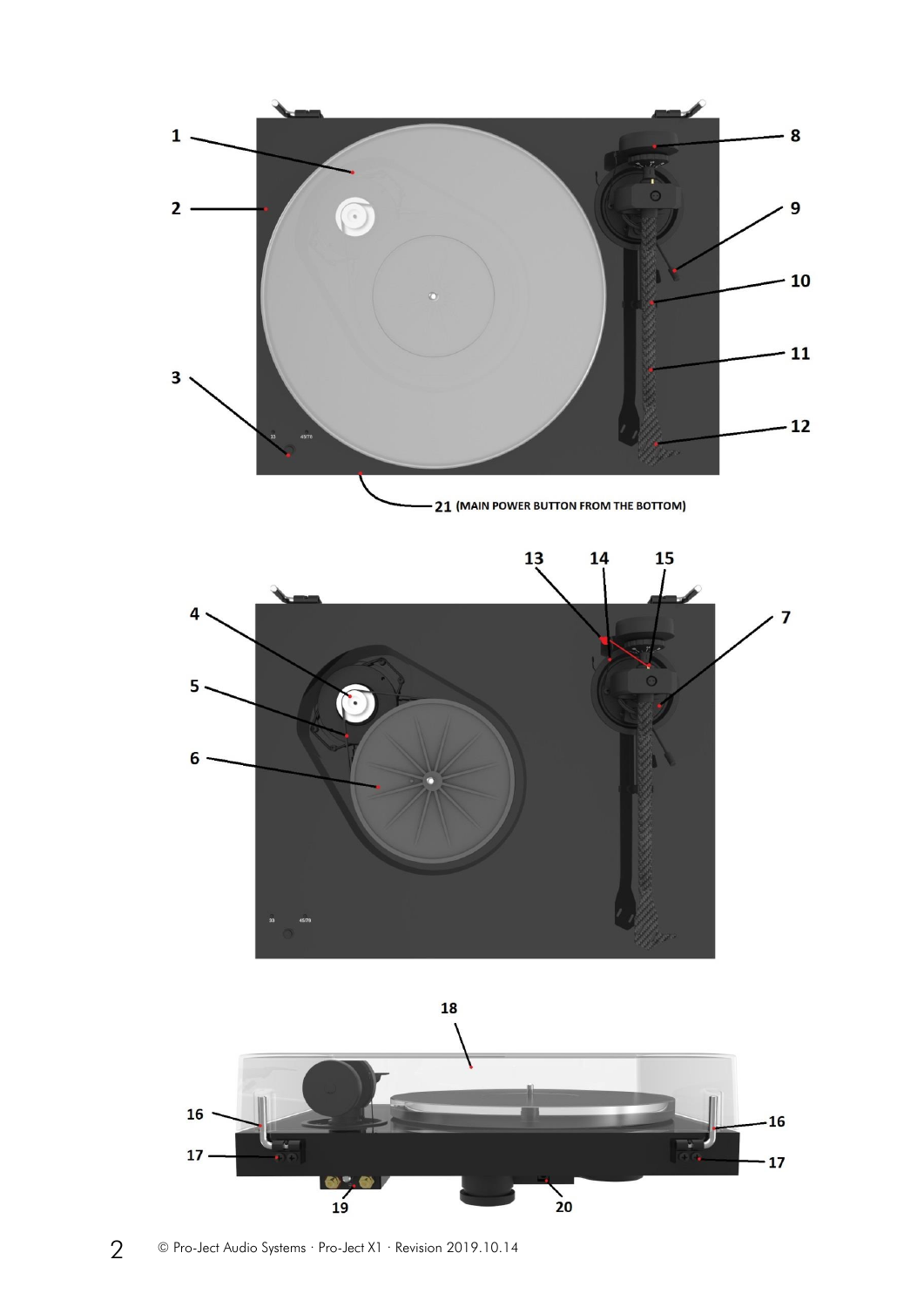1

2

3

8

9

10

11

12

21 (MAIN POWER BUTTON FROM THE BOTTOM)

13 14 15

4

5

6

7

18

16

17

19

20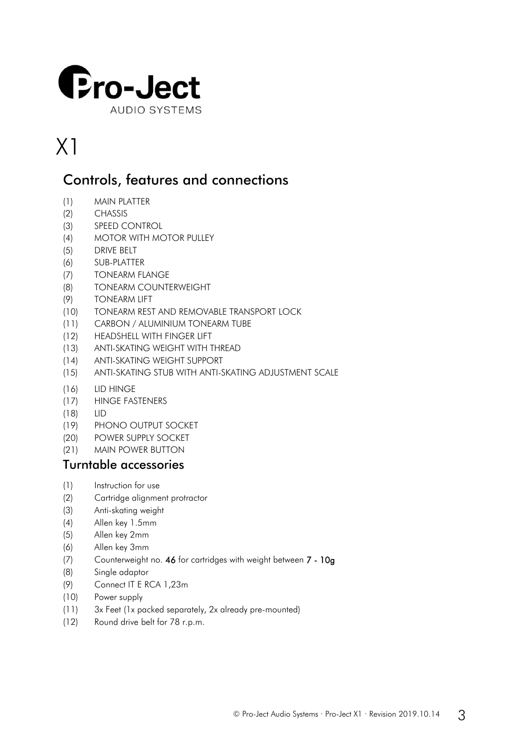Pro-Ject

AUDIO SYSTEMS

# X1

## Controls, features and connections

(1) MAIN PLATTER
(2) CHASSIS
(3) SPEED CONTROL
(4) MOTOR WITH MOTOR PULLEY
(5) DRIVE BELT
(6) SUB-PLATTER
(7) TONEARM FLANGE
(8) TONEARM COUNTERWEIGHT
(9) TONEARM LIFT
(10) TONEARM REST AND REMOVABLE TRANSPORT LOCK
(11) CARBON / ALUMINIUM TONEARM TUBE
(12) HEADSHELL WITH FINGER LIFT
(13) ANTI-SKATING WEIGHT WITH THREAD
(14) ANTI-SKATING WEIGHT SUPPORT
(15) ANTI-SKATING STUB WITH ANTI-SKATING ADJUSTMENT SCALE
(16) LID HINGE
(17) HINGE FASTENERS
(18) LID
(19) PHONO OUTPUT SOCKET
(20) POWER SUPPLY SOCKET
(21) MAIN POWER BUTTON

## Turntable accessories

(1) Instruction for use
(2) Cartridge alignment protractor
(3) Anti-skating weight
(4) Allen key 1.5mm
(5) Allen key 2mm
(6) Allen key 3mm
(7) Counterweight no. **46** for cartridges with weight between **7 - 10g**
(8) Single adaptor
(9) Connect IT E RCA 1,23m
(10) Power supply
(11) 3x Feet (1x packed separately, 2x already pre-mounted)
(12) Round drive belt for 78 r.p.m.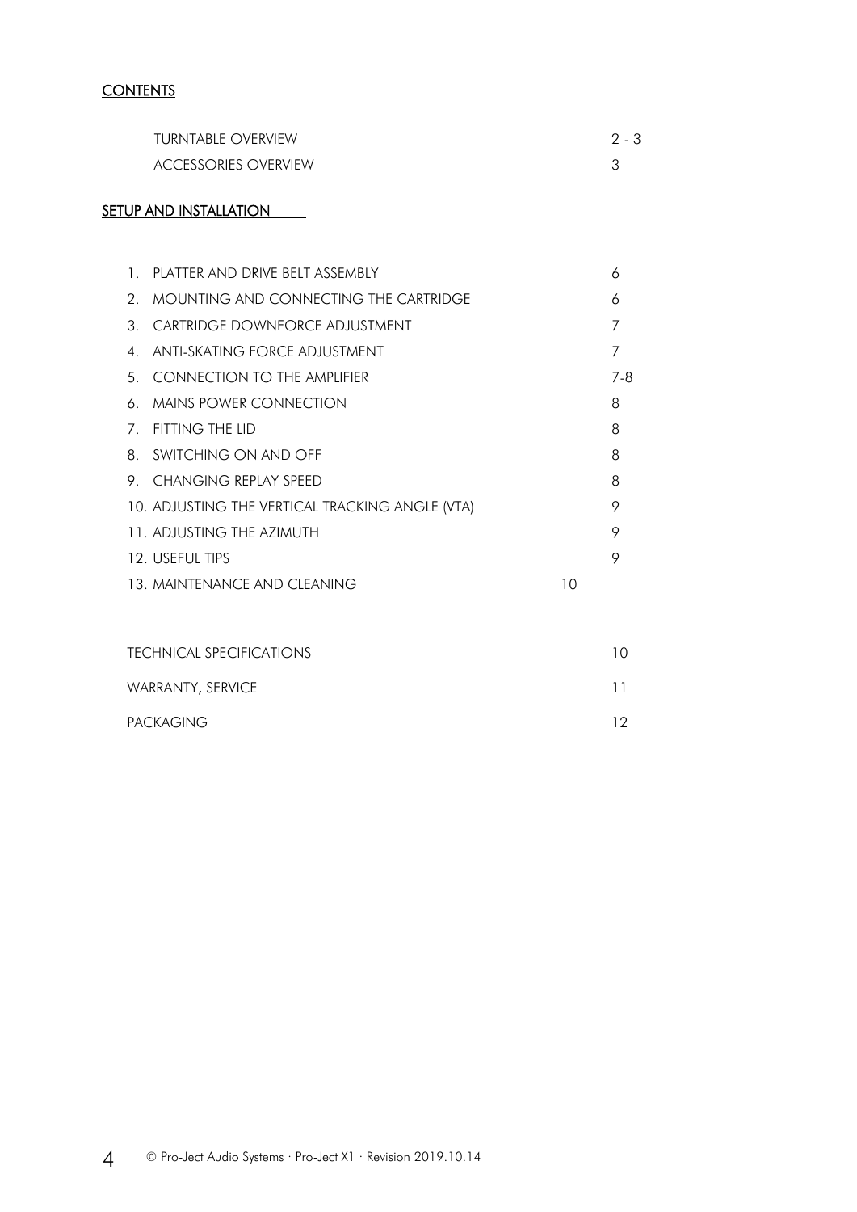# CONTENTS

| | |
|---|---|
| TURNTABLE OVERVIEW | 2 - 3 |
| ACCESSORIES OVERVIEW | 3 |

## SETUP AND INSTALLATION

| | |
|---|---|
| 1. PLATTER AND DRIVE BELT ASSEMBLY | 6 |
| 2. MOUNTING AND CONNECTING THE CARTRIDGE | 6 |
| 3. CARTRIDGE DOWNFORCE ADJUSTMENT | 7 |
| 4. ANTI-SKATING FORCE ADJUSTMENT | 7 |
| 5. CONNECTION TO THE AMPLIFIER | 7-8 |
| 6. MAINS POWER CONNECTION | 8 |
| 7. FITTING THE LID | 8 |
| 8. SWITCHING ON AND OFF | 8 |
| 9. CHANGING REPLAY SPEED | 8 |
| 10. ADJUSTING THE VERTICAL TRACKING ANGLE (VTA) | 9 |
| 11. ADJUSTING THE AZIMUTH | 9 |
| 12. USEFUL TIPS | 9 |
| 13. MAINTENANCE AND CLEANING | 10 |

| | |
|---|---|
| TECHNICAL SPECIFICATIONS | 10 |
| WARRANTY, SERVICE | 11 |
| PACKAGING | 12 |

© Pro-Ject Audio Systems · Pro-Ject X1 · Revision 2019.10.14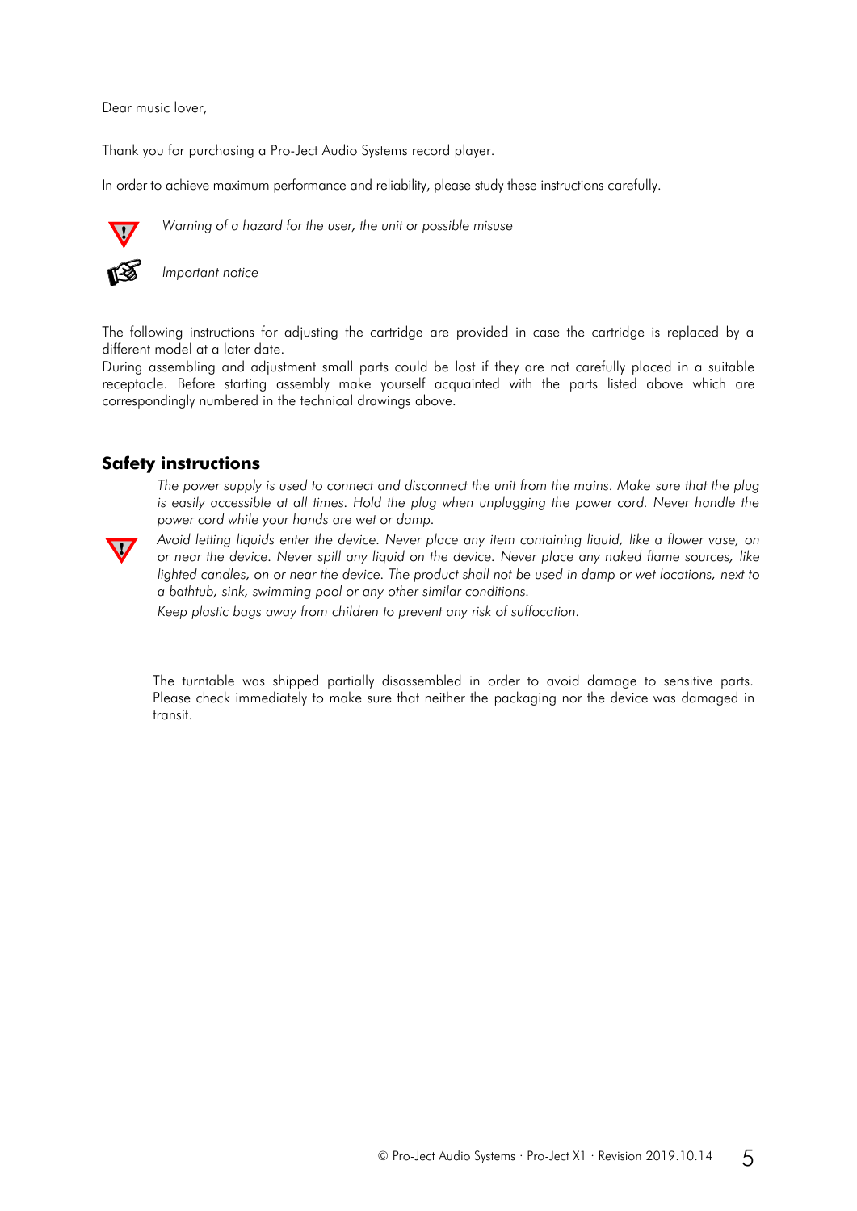Dear music lover,

Thank you for purchasing a Pro-Ject Audio Systems record player.

In order to achieve maximum performance and reliability, please study these instructions carefully.

*Warning of a hazard for the user, the unit or possible misuse*

*Important notice*

The following instructions for adjusting the cartridge are provided in case the cartridge is replaced by a different model at a later date.
During assembling and adjustment small parts could be lost if they are not carefully placed in a suitable receptacle. Before starting assembly make yourself acquainted with the parts listed above which are correspondingly numbered in the technical drawings above.

## Safety instructions

*The power supply is used to connect and disconnect the unit from the mains. Make sure that the plug is easily accessible at all times. Hold the plug when unplugging the power cord. Never handle the power cord while your hands are wet or damp.*

*Avoid letting liquids enter the device. Never place any item containing liquid, like a flower vase, on or near the device. Never spill any liquid on the device. Never place any naked flame sources, like lighted candles, on or near the device. The product shall not be used in damp or wet locations, next to a bathtub, sink, swimming pool or any other similar conditions.*

*Keep plastic bags away from children to prevent any risk of suffocation.*

The turntable was shipped partially disassembled in order to avoid damage to sensitive parts. Please check immediately to make sure that neither the packaging nor the device was damaged in transit.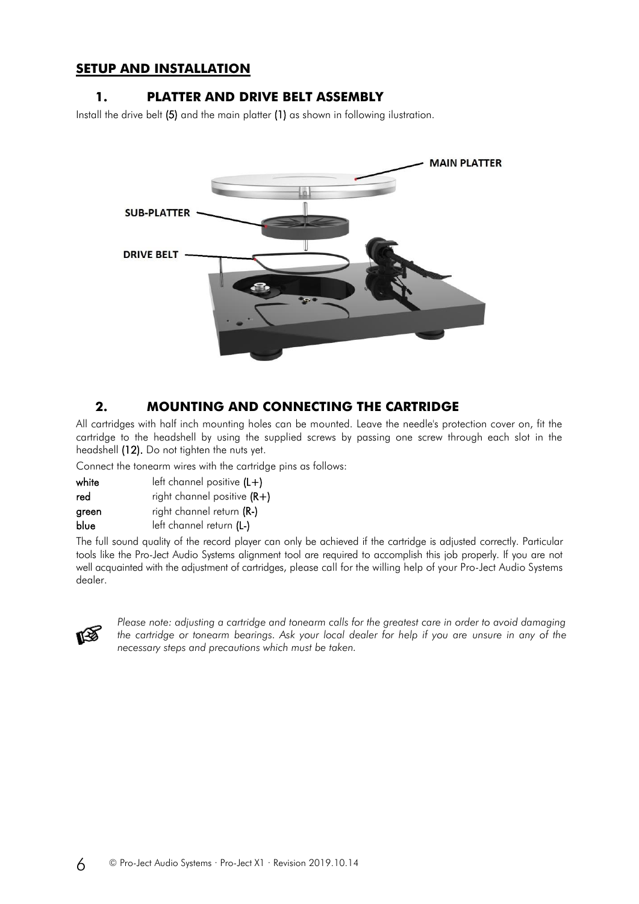## SETUP AND INSTALLATION

### 1. PLATTER AND DRIVE BELT ASSEMBLY

Install the drive belt **(5)** and the main platter **(1)** as shown in following ilustration.

MAIN PLATTER

SUB-PLATTER

DRIVE BELT

### 2. MOUNTING AND CONNECTING THE CARTRIDGE

All cartridges with half inch mounting holes can be mounted. Leave the needle's protection cover on, fit the cartridge to the headshell by using the supplied screws by passing one screw through each slot in the headshell **(12).** Do not tighten the nuts yet.

Connect the tonearm wires with the cartridge pins as follows:

| | |
|---|---|
| **white** | left channel positive **(L+)** |
| **red** | right channel positive **(R+)** |
| **green** | right channel return **(R-)** |
| **blue** | left channel return **(L-)** |

The full sound quality of the record player can only be achieved if the cartridge is adjusted correctly. Particular tools like the Pro-Ject Audio Systems alignment tool are required to accomplish this job properly. If you are not well acquainted with the adjustment of cartridges, please call for the willing help of your Pro-Ject Audio Systems dealer.

☞ *Please note: adjusting a cartridge and tonearm calls for the greatest care in order to avoid damaging the cartridge or tonearm bearings. Ask your local dealer for help if you are unsure in any of the necessary steps and precautions which must be taken.*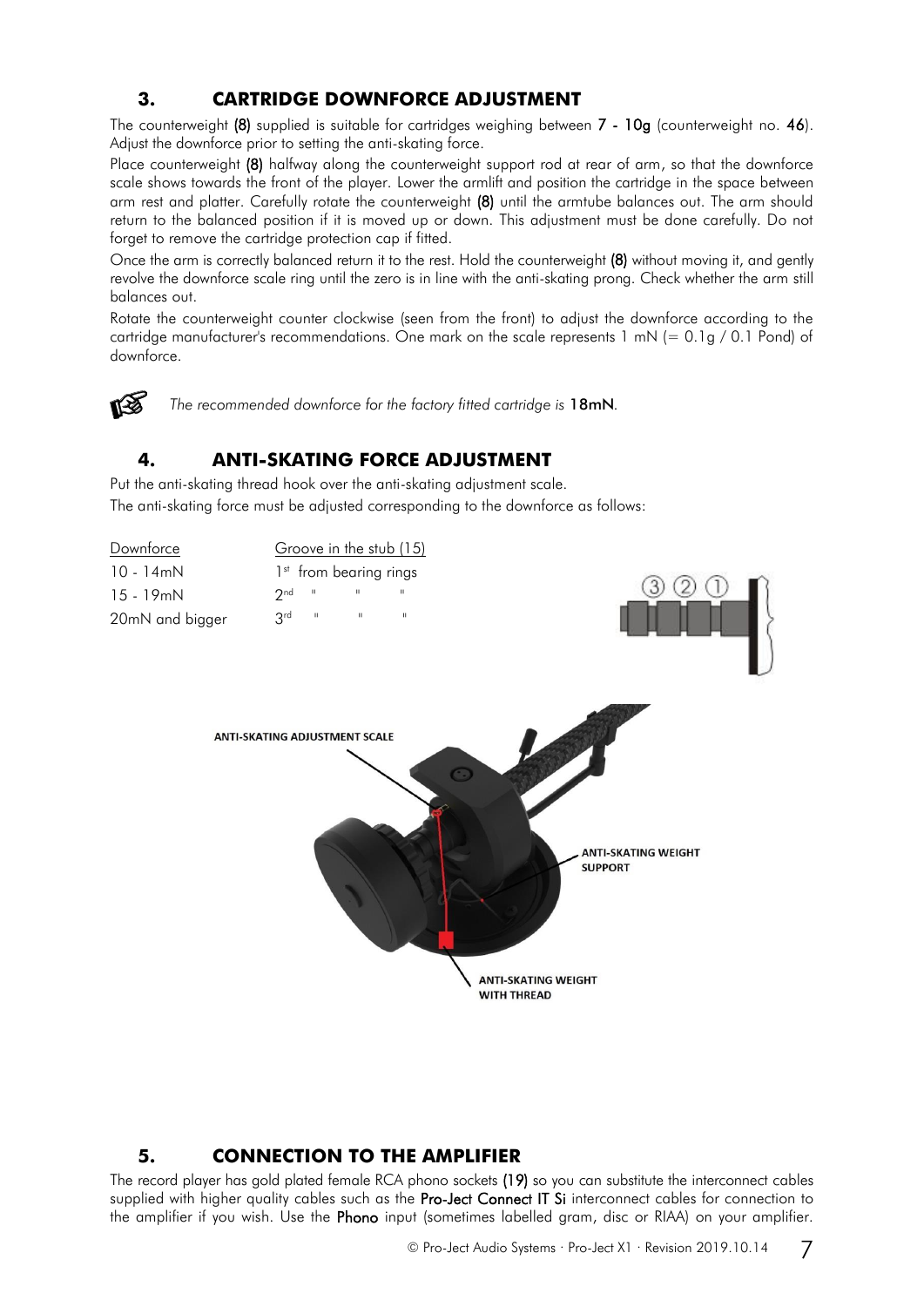## 3. CARTRIDGE DOWNFORCE ADJUSTMENT

The counterweight **(8)** supplied is suitable for cartridges weighing between **7 - 10g** (counterweight no. **46**). Adjust the downforce prior to setting the anti-skating force.

Place counterweight **(8)** halfway along the counterweight support rod at rear of arm, so that the downforce scale shows towards the front of the player. Lower the armlift and position the cartridge in the space between arm rest and platter. Carefully rotate the counterweight **(8)** until the armtube balances out. The arm should return to the balanced position if it is moved up or down. This adjustment must be done carefully. Do not forget to remove the cartridge protection cap if fitted.

Once the arm is correctly balanced return it to the rest. Hold the counterweight **(8)** without moving it, and gently revolve the downforce scale ring until the zero is in line with the anti-skating prong. Check whether the arm still balances out.

Rotate the counterweight counter clockwise (seen from the front) to adjust the downforce according to the cartridge manufacturer's recommendations. One mark on the scale represents 1 mN (= 0.1g / 0.1 Pond) of downforce.

*The recommended downforce for the factory fitted cartridge is* **18mN**.

## 4. ANTI-SKATING FORCE ADJUSTMENT

Put the anti-skating thread hook over the anti-skating adjustment scale.

The anti-skating force must be adjusted corresponding to the downforce as follows:

| Downforce | Groove in the stub (15) |
|---|---|
| 10 - 14mN | 1st from bearing rings |
| 15 - 19mN | 2nd " " " |
| 20mN and bigger | 3rd " " " |

ANTI-SKATING ADJUSTMENT SCALE

ANTI-SKATING WEIGHT SUPPORT

ANTI-SKATING WEIGHT WITH THREAD

## 5. CONNECTION TO THE AMPLIFIER

The record player has gold plated female RCA phono sockets **(19)** so you can substitute the interconnect cables supplied with higher quality cables such as the **Pro-Ject Connect IT Si** interconnect cables for connection to the amplifier if you wish. Use the **Phono** input (sometimes labelled gram, disc or RIAA) on your amplifier.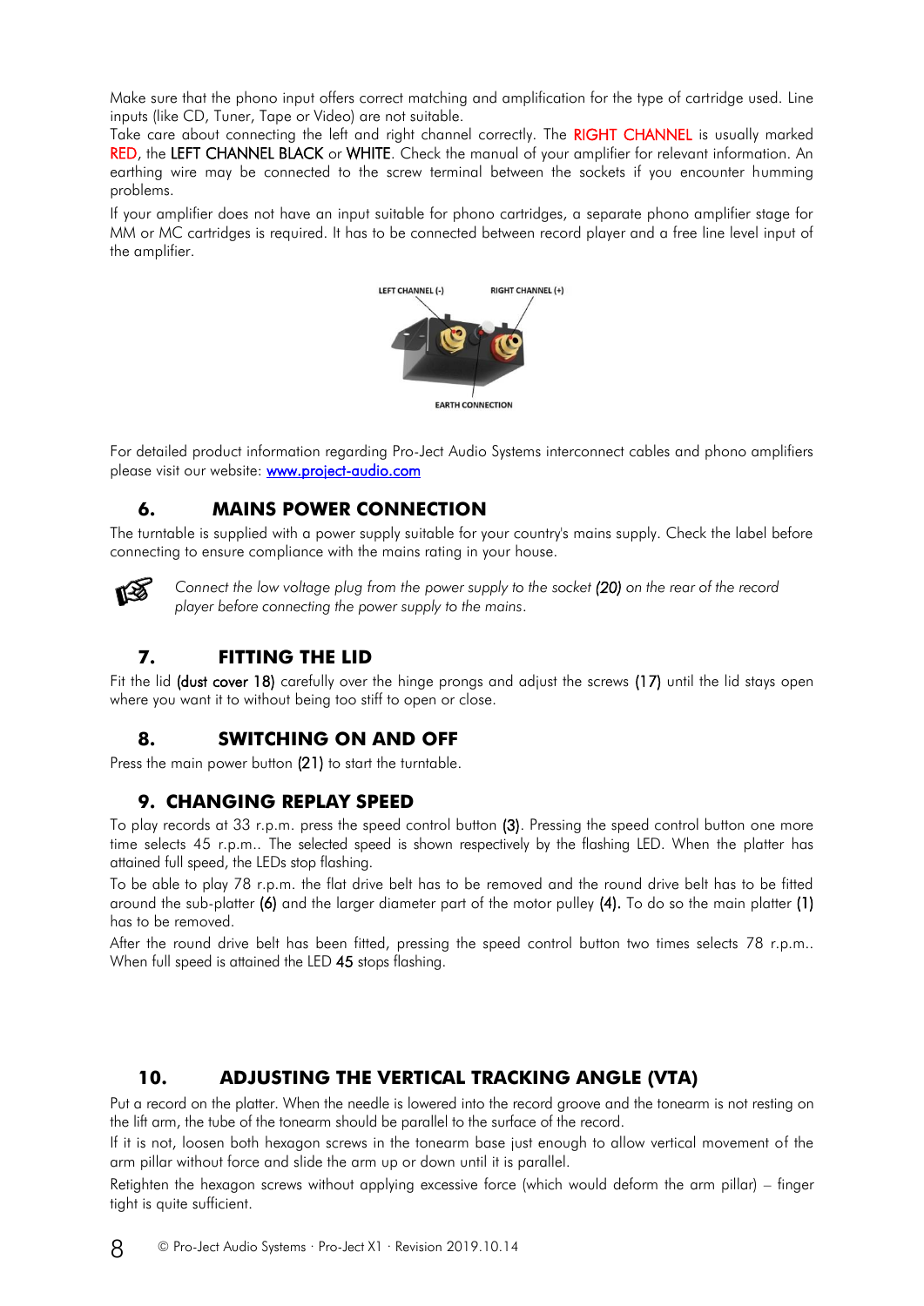Make sure that the phono input offers correct matching and amplification for the type of cartridge used. Line inputs (like CD, Tuner, Tape or Video) are not suitable.
Take care about connecting the left and right channel correctly. The RIGHT CHANNEL is usually marked RED, the LEFT CHANNEL BLACK or WHITE. Check the manual of your amplifier for relevant information. An earthing wire may be connected to the screw terminal between the sockets if you encounter humming problems.

If your amplifier does not have an input suitable for phono cartridges, a separate phono amplifier stage for MM or MC cartridges is required. It has to be connected between record player and a free line level input of the amplifier.

LEFT CHANNEL (-) RIGHT CHANNEL (+)

EARTH CONNECTION

For detailed product information regarding Pro-Ject Audio Systems interconnect cables and phono amplifiers please visit our website: www.project-audio.com

## 6. MAINS POWER CONNECTION

The turntable is supplied with a power supply suitable for your country's mains supply. Check the label before connecting to ensure compliance with the mains rating in your house.

*Connect the low voltage plug from the power supply to the socket* (20) *on the rear of the record player before connecting the power supply to the mains.*

## 7. FITTING THE LID

Fit the lid (dust cover 18) carefully over the hinge prongs and adjust the screws (17) until the lid stays open where you want it to without being too stiff to open or close.

## 8. SWITCHING ON AND OFF

Press the main power button (21) to start the turntable.

## 9. CHANGING REPLAY SPEED

To play records at 33 r.p.m. press the speed control button (3). Pressing the speed control button one more time selects 45 r.p.m.. The selected speed is shown respectively by the flashing LED. When the platter has attained full speed, the LEDs stop flashing.

To be able to play 78 r.p.m. the flat drive belt has to be removed and the round drive belt has to be fitted around the sub-platter (6) and the larger diameter part of the motor pulley (4). To do so the main platter (1) has to be removed.

After the round drive belt has been fitted, pressing the speed control button two times selects 78 r.p.m.. When full speed is attained the LED 45 stops flashing.

## 10. ADJUSTING THE VERTICAL TRACKING ANGLE (VTA)

Put a record on the platter. When the needle is lowered into the record groove and the tonearm is not resting on the lift arm, the tube of the tonearm should be parallel to the surface of the record.

If it is not, loosen both hexagon screws in the tonearm base just enough to allow vertical movement of the arm pillar without force and slide the arm up or down until it is parallel.

Retighten the hexagon screws without applying excessive force (which would deform the arm pillar) – finger tight is quite sufficient.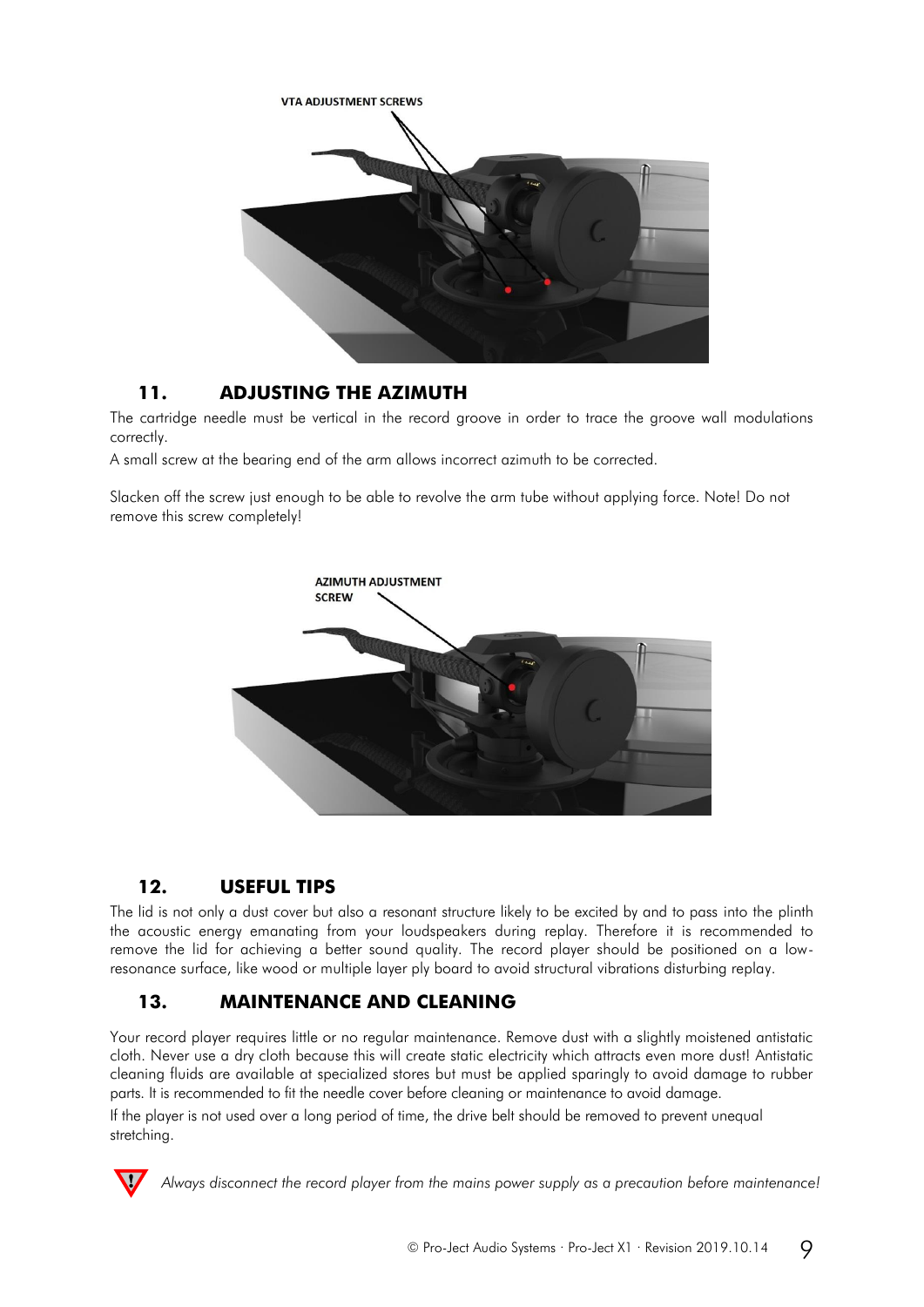VTA ADJUSTMENT SCREWS

## 11. ADJUSTING THE AZIMUTH

The cartridge needle must be vertical in the record groove in order to trace the groove wall modulations correctly.

A small screw at the bearing end of the arm allows incorrect azimuth to be corrected.

Slacken off the screw just enough to be able to revolve the arm tube without applying force. Note! Do not remove this screw completely!

AZIMUTH ADJUSTMENT SCREW

## 12. USEFUL TIPS

The lid is not only a dust cover but also a resonant structure likely to be excited by and to pass into the plinth the acoustic energy emanating from your loudspeakers during replay. Therefore it is recommended to remove the lid for achieving a better sound quality. The record player should be positioned on a low-resonance surface, like wood or multiple layer ply board to avoid structural vibrations disturbing replay.

## 13. MAINTENANCE AND CLEANING

Your record player requires little or no regular maintenance. Remove dust with a slightly moistened antistatic cloth. Never use a dry cloth because this will create static electricity which attracts even more dust! Antistatic cleaning fluids are available at specialized stores but must be applied sparingly to avoid damage to rubber parts. It is recommended to fit the needle cover before cleaning or maintenance to avoid damage.

If the player is not used over a long period of time, the drive belt should be removed to prevent unequal stretching.

*Always disconnect the record player from the mains power supply as a precaution before maintenance!*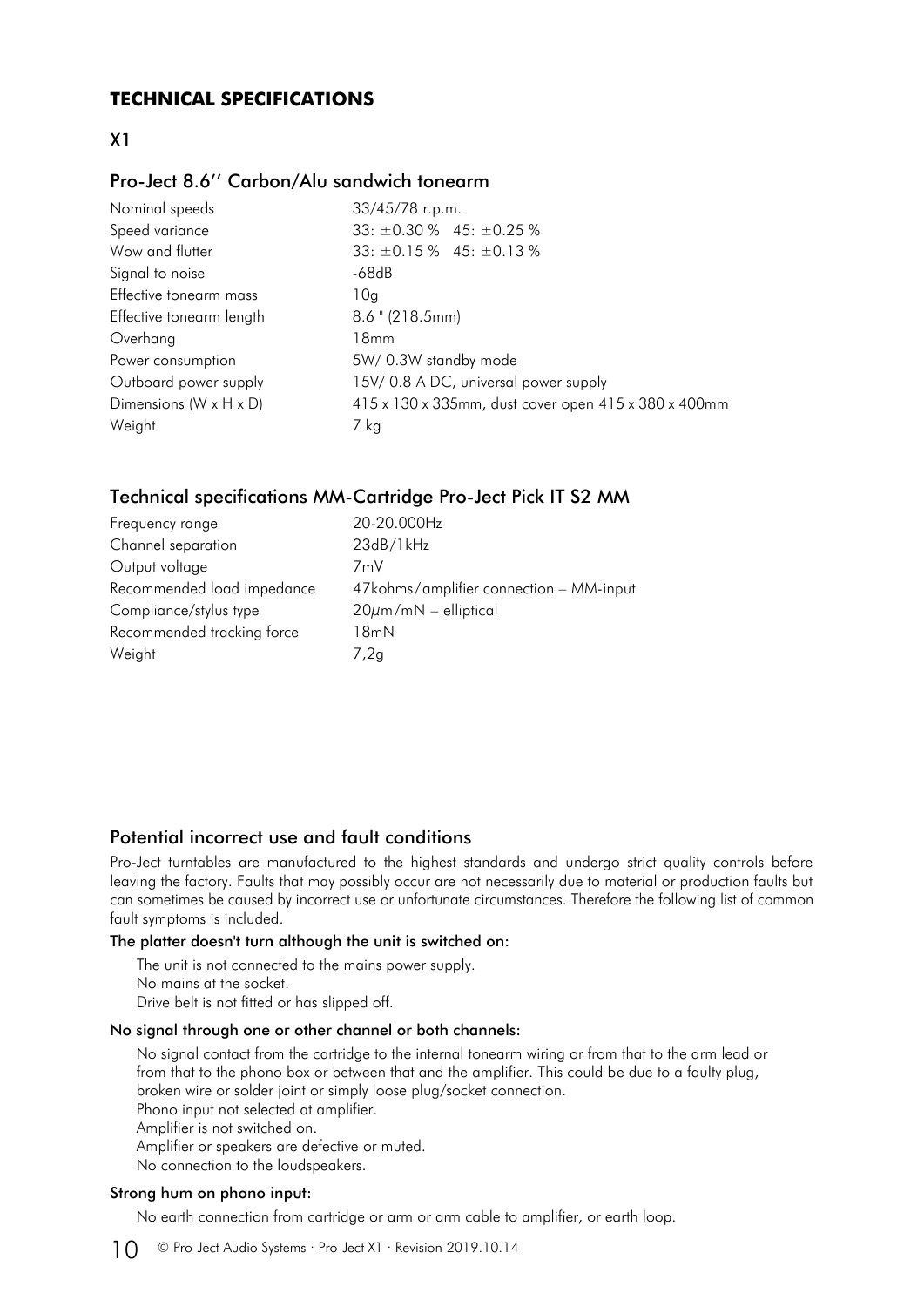## TECHNICAL SPECIFICATIONS

### X1

### Pro-Ject 8.6'' Carbon/Alu sandwich tonearm

| | |
|---|---|
| Nominal speeds | 33/45/78 r.p.m. |
| Speed variance | 33: ±0.30 %   45: ±0.25 % |
| Wow and flutter | 33: ±0.15 %   45: ±0.13 % |
| Signal to noise | -68dB |
| Effective tonearm mass | 10g |
| Effective tonearm length | 8.6 " (218.5mm) |
| Overhang | 18mm |
| Power consumption | 5W/ 0.3W standby mode |
| Outboard power supply | 15V/ 0.8 A DC, universal power supply |
| Dimensions (W x H x D) | 415 x 130 x 335mm, dust cover open 415 x 380 x 400mm |
| Weight | 7 kg |

### Technical specifications MM-Cartridge Pro-Ject Pick IT S2 MM

| | |
|---|---|
| Frequency range | 20-20.000Hz |
| Channel separation | 23dB/1kHz |
| Output voltage | 7mV |
| Recommended load impedance | 47kohms/amplifier connection – MM-input |
| Compliance/stylus type | 20μm/mN – elliptical |
| Recommended tracking force | 18mN |
| Weight | 7,2g |

### Potential incorrect use and fault conditions

Pro-Ject turntables are manufactured to the highest standards and undergo strict quality controls before leaving the factory. Faults that may possibly occur are not necessarily due to material or production faults but can sometimes be caused by incorrect use or unfortunate circumstances. Therefore the following list of common fault symptoms is included.

**The platter doesn't turn although the unit is switched on:**

The unit is not connected to the mains power supply.
No mains at the socket.
Drive belt is not fitted or has slipped off.

**No signal through one or other channel or both channels:**

No signal contact from the cartridge to the internal tonearm wiring or from that to the arm lead or from that to the phono box or between that and the amplifier. This could be due to a faulty plug, broken wire or solder joint or simply loose plug/socket connection.
Phono input not selected at amplifier.
Amplifier is not switched on.
Amplifier or speakers are defective or muted.
No connection to the loudspeakers.

**Strong hum on phono input:**

No earth connection from cartridge or arm or arm cable to amplifier, or earth loop.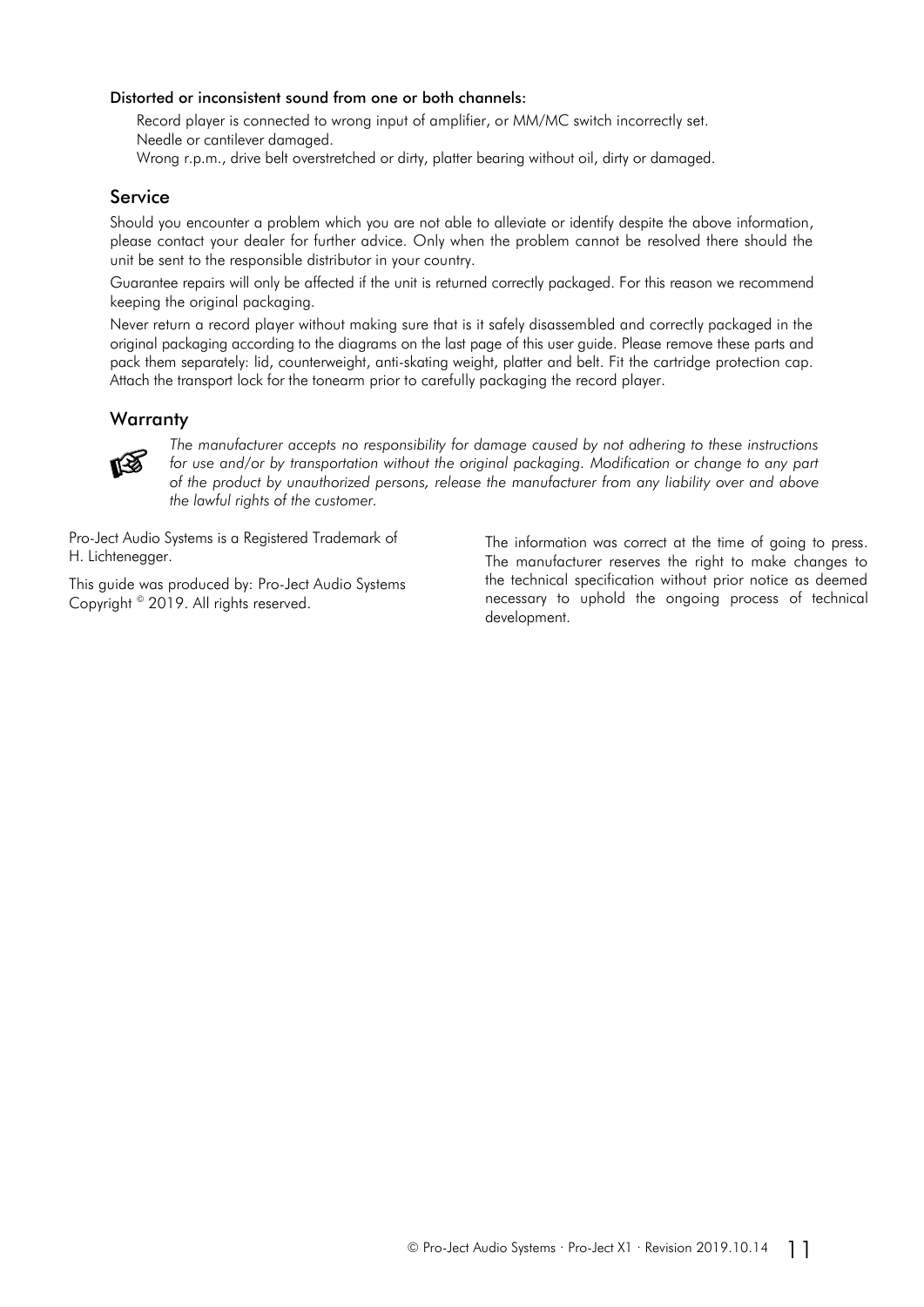**Distorted or inconsistent sound from one or both channels:**

Record player is connected to wrong input of amplifier, or MM/MC switch incorrectly set.
Needle or cantilever damaged.
Wrong r.p.m., drive belt overstretched or dirty, platter bearing without oil, dirty or damaged.

## Service

Should you encounter a problem which you are not able to alleviate or identify despite the above information, please contact your dealer for further advice. Only when the problem cannot be resolved there should the unit be sent to the responsible distributor in your country.

Guarantee repairs will only be affected if the unit is returned correctly packaged. For this reason we recommend keeping the original packaging.

Never return a record player without making sure that is it safely disassembled and correctly packaged in the original packaging according to the diagrams on the last page of this user guide. Please remove these parts and pack them separately: lid, counterweight, anti-skating weight, platter and belt. Fit the cartridge protection cap. Attach the transport lock for the tonearm prior to carefully packaging the record player.

## Warranty

*The manufacturer accepts no responsibility for damage caused by not adhering to these instructions for use and/or by transportation without the original packaging. Modification or change to any part of the product by unauthorized persons, release the manufacturer from any liability over and above the lawful rights of the customer.*

Pro-Ject Audio Systems is a Registered Trademark of H. Lichtenegger.

This guide was produced by: Pro-Ject Audio Systems
Copyright © 2019. All rights reserved.

The information was correct at the time of going to press. The manufacturer reserves the right to make changes to the technical specification without prior notice as deemed necessary to uphold the ongoing process of technical development.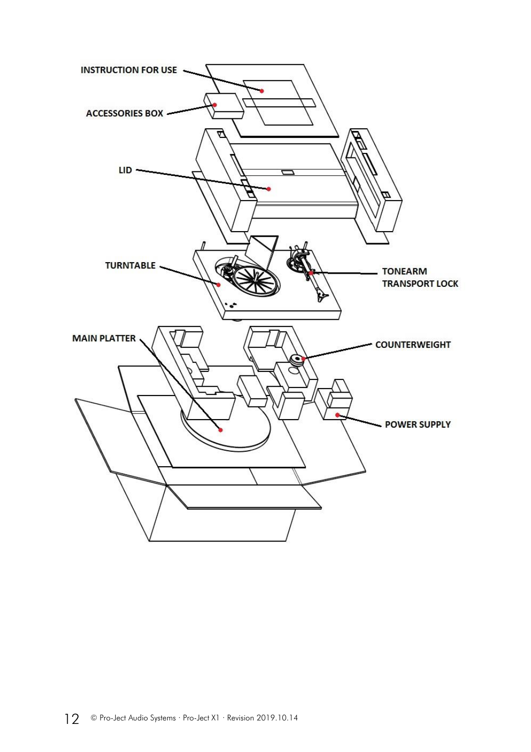INSTRUCTION FOR USE

ACCESSORIES BOX

LID

TURNTABLE

TONEARM TRANSPORT LOCK

MAIN PLATTER

COUNTERWEIGHT

POWER SUPPLY